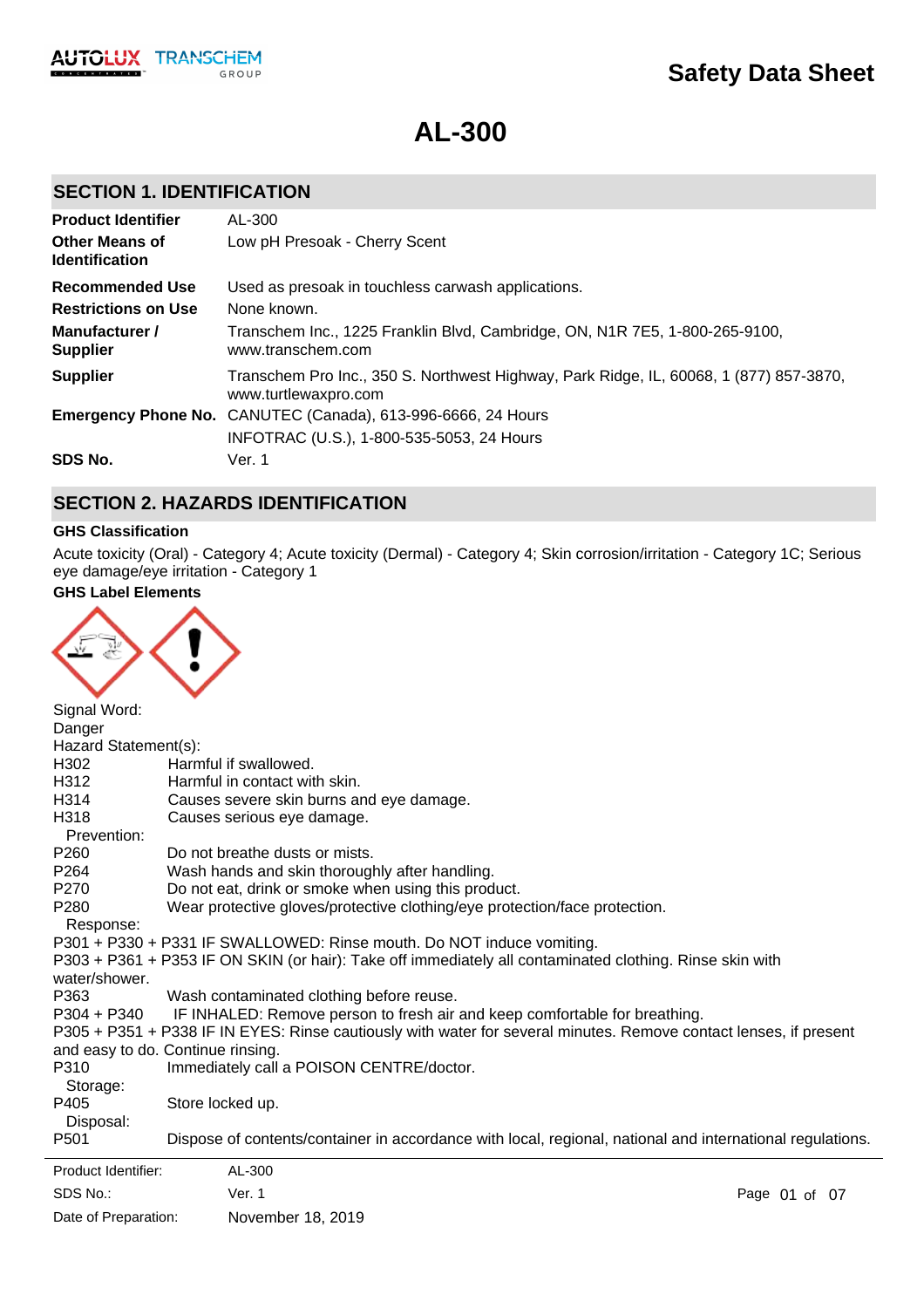# Safety Data Sheet

# AL-300

## SECTION 1. IDENTIFICATION

| | |
|---|---|
| **Product Identifier** | AL-300 |
| **Other Means of Identification** | Low pH Presoak - Cherry Scent |
| **Recommended Use** | Used as presoak in touchless carwash applications. |
| **Restrictions on Use** | None known. |
| **Manufacturer / Supplier** | Transchem Inc., 1225 Franklin Blvd, Cambridge, ON, N1R 7E5, 1-800-265-9100, www.transchem.com |
| **Supplier** | Transchem Pro Inc., 350 S. Northwest Highway, Park Ridge, IL, 60068, 1 (877) 857-3870, www.turtlewaxpro.com |
| **Emergency Phone No.** | CANUTEC (Canada), 613-996-6666, 24 Hours<br>INFOTRAC (U.S.), 1-800-535-5053, 24 Hours |
| **SDS No.** | Ver. 1 |

## SECTION 2. HAZARDS IDENTIFICATION

### GHS Classification

Acute toxicity (Oral) - Category 4; Acute toxicity (Dermal) - Category 4; Skin corrosion/irritation - Category 1C; Serious eye damage/eye irritation - Category 1

### GHS Label Elements

Signal Word:
Danger

Hazard Statement(s):

H302 Harmful if swallowed.
H312 Harmful in contact with skin.
H314 Causes severe skin burns and eye damage.
H318 Causes serious eye damage.

Prevention:

P260 Do not breathe dusts or mists.
P264 Wash hands and skin thoroughly after handling.
P270 Do not eat, drink or smoke when using this product.
P280 Wear protective gloves/protective clothing/eye protection/face protection.

Response:

P301 + P330 + P331 IF SWALLOWED: Rinse mouth. Do NOT induce vomiting.
P303 + P361 + P353 IF ON SKIN (or hair): Take off immediately all contaminated clothing. Rinse skin with water/shower.
P363 Wash contaminated clothing before reuse.
P304 + P340 IF INHALED: Remove person to fresh air and keep comfortable for breathing.
P305 + P351 + P338 IF IN EYES: Rinse cautiously with water for several minutes. Remove contact lenses, if present and easy to do. Continue rinsing.
P310 Immediately call a POISON CENTRE/doctor.

Storage:

P405 Store locked up.

Disposal:

P501 Dispose of contents/container in accordance with local, regional, national and international regulations.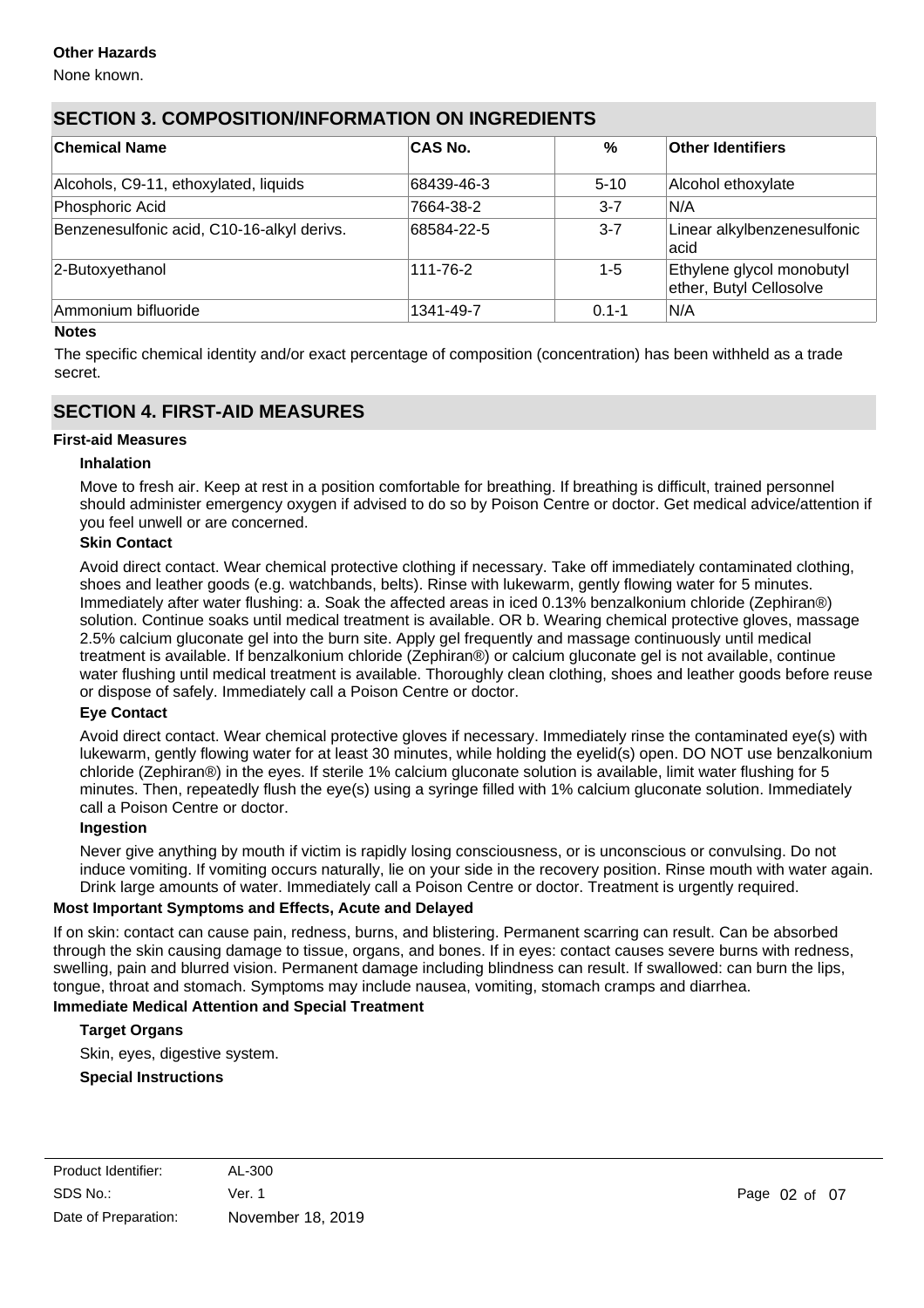**Other Hazards**

None known.

## SECTION 3. COMPOSITION/INFORMATION ON INGREDIENTS

| Chemical Name | CAS No. | % | Other Identifiers |
|---|---|---|---|
| Alcohols, C9-11, ethoxylated, liquids | 68439-46-3 | 5-10 | Alcohol ethoxylate |
| Phosphoric Acid | 7664-38-2 | 3-7 | N/A |
| Benzenesulfonic acid, C10-16-alkyl derivs. | 68584-22-5 | 3-7 | Linear alkylbenzenesulfonic acid |
| 2-Butoxyethanol | 111-76-2 | 1-5 | Ethylene glycol monobutyl ether, Butyl Cellosolve |
| Ammonium bifluoride | 1341-49-7 | 0.1-1 | N/A |

**Notes**

The specific chemical identity and/or exact percentage of composition (concentration) has been withheld as a trade secret.

## SECTION 4. FIRST-AID MEASURES

**First-aid Measures**

**Inhalation**

Move to fresh air. Keep at rest in a position comfortable for breathing. If breathing is difficult, trained personnel should administer emergency oxygen if advised to do so by Poison Centre or doctor. Get medical advice/attention if you feel unwell or are concerned.

**Skin Contact**

Avoid direct contact. Wear chemical protective clothing if necessary. Take off immediately contaminated clothing, shoes and leather goods (e.g. watchbands, belts). Rinse with lukewarm, gently flowing water for 5 minutes. Immediately after water flushing: a. Soak the affected areas in iced 0.13% benzalkonium chloride (Zephiran®) solution. Continue soaks until medical treatment is available. OR b. Wearing chemical protective gloves, massage 2.5% calcium gluconate gel into the burn site. Apply gel frequently and massage continuously until medical treatment is available. If benzalkonium chloride (Zephiran®) or calcium gluconate gel is not available, continue water flushing until medical treatment is available. Thoroughly clean clothing, shoes and leather goods before reuse or dispose of safely. Immediately call a Poison Centre or doctor.

**Eye Contact**

Avoid direct contact. Wear chemical protective gloves if necessary. Immediately rinse the contaminated eye(s) with lukewarm, gently flowing water for at least 30 minutes, while holding the eyelid(s) open. DO NOT use benzalkonium chloride (Zephiran®) in the eyes. If sterile 1% calcium gluconate solution is available, limit water flushing for 5 minutes. Then, repeatedly flush the eye(s) using a syringe filled with 1% calcium gluconate solution. Immediately call a Poison Centre or doctor.

**Ingestion**

Never give anything by mouth if victim is rapidly losing consciousness, or is unconscious or convulsing. Do not induce vomiting. If vomiting occurs naturally, lie on your side in the recovery position. Rinse mouth with water again. Drink large amounts of water. Immediately call a Poison Centre or doctor. Treatment is urgently required.

**Most Important Symptoms and Effects, Acute and Delayed**

If on skin: contact can cause pain, redness, burns, and blistering. Permanent scarring can result. Can be absorbed through the skin causing damage to tissue, organs, and bones. If in eyes: contact causes severe burns with redness, swelling, pain and blurred vision. Permanent damage including blindness can result. If swallowed: can burn the lips, tongue, throat and stomach. Symptoms may include nausea, vomiting, stomach cramps and diarrhea.

**Immediate Medical Attention and Special Treatment**

**Target Organs**

Skin, eyes, digestive system.

**Special Instructions**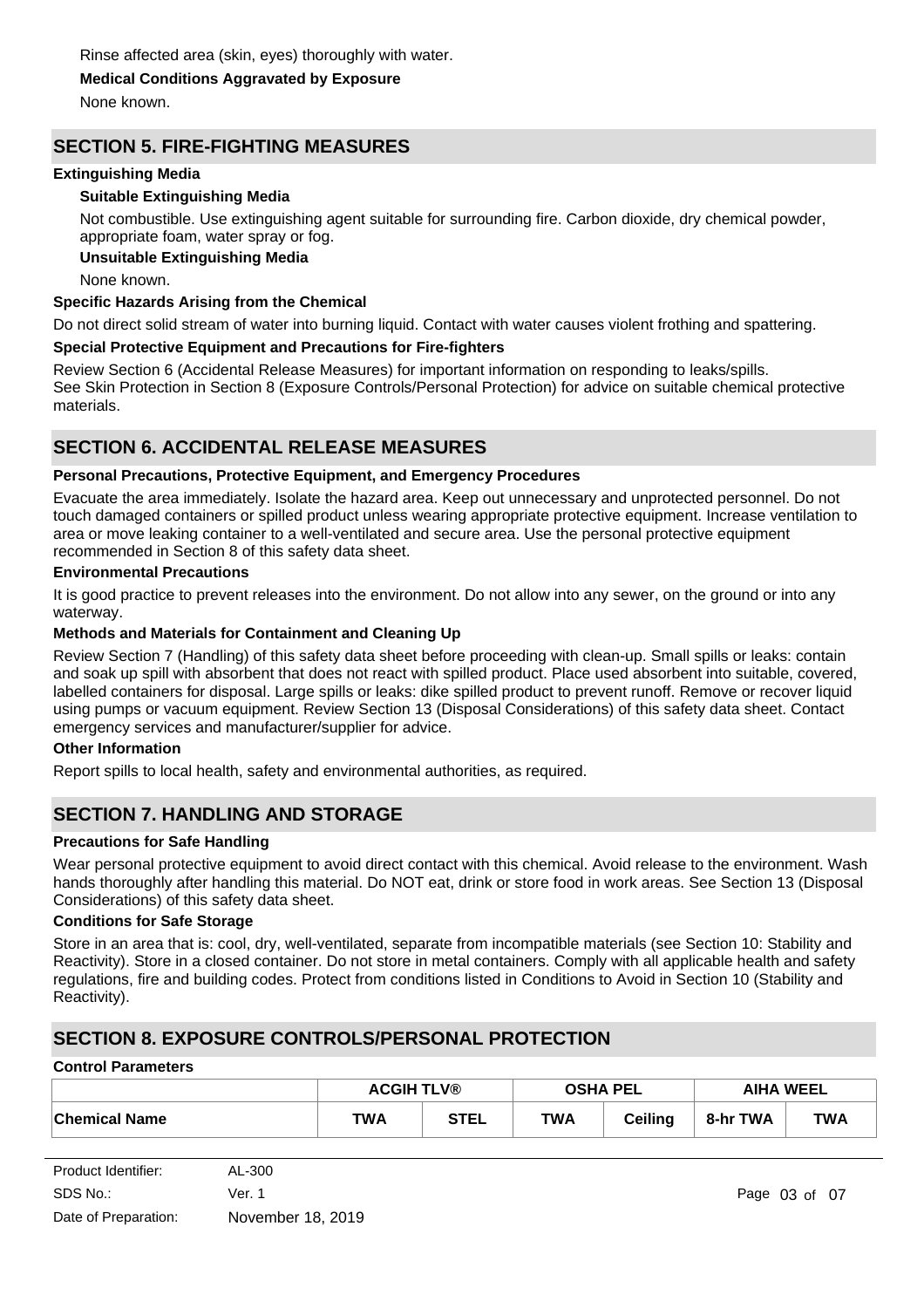Rinse affected area (skin, eyes) thoroughly with water.

**Medical Conditions Aggravated by Exposure**

None known.

## SECTION 5. FIRE-FIGHTING MEASURES

**Extinguishing Media**

**Suitable Extinguishing Media**

Not combustible. Use extinguishing agent suitable for surrounding fire. Carbon dioxide, dry chemical powder, appropriate foam, water spray or fog.

**Unsuitable Extinguishing Media**

None known.

**Specific Hazards Arising from the Chemical**

Do not direct solid stream of water into burning liquid. Contact with water causes violent frothing and spattering.

**Special Protective Equipment and Precautions for Fire-fighters**

Review Section 6 (Accidental Release Measures) for important information on responding to leaks/spills.
See Skin Protection in Section 8 (Exposure Controls/Personal Protection) for advice on suitable chemical protective materials.

## SECTION 6. ACCIDENTAL RELEASE MEASURES

**Personal Precautions, Protective Equipment, and Emergency Procedures**

Evacuate the area immediately. Isolate the hazard area. Keep out unnecessary and unprotected personnel. Do not touch damaged containers or spilled product unless wearing appropriate protective equipment. Increase ventilation to area or move leaking container to a well-ventilated and secure area. Use the personal protective equipment recommended in Section 8 of this safety data sheet.

**Environmental Precautions**

It is good practice to prevent releases into the environment. Do not allow into any sewer, on the ground or into any waterway.

**Methods and Materials for Containment and Cleaning Up**

Review Section 7 (Handling) of this safety data sheet before proceeding with clean-up. Small spills or leaks: contain and soak up spill with absorbent that does not react with spilled product. Place used absorbent into suitable, covered, labelled containers for disposal. Large spills or leaks: dike spilled product to prevent runoff. Remove or recover liquid using pumps or vacuum equipment. Review Section 13 (Disposal Considerations) of this safety data sheet. Contact emergency services and manufacturer/supplier for advice.

**Other Information**

Report spills to local health, safety and environmental authorities, as required.

## SECTION 7. HANDLING AND STORAGE

**Precautions for Safe Handling**

Wear personal protective equipment to avoid direct contact with this chemical. Avoid release to the environment. Wash hands thoroughly after handling this material. Do NOT eat, drink or store food in work areas. See Section 13 (Disposal Considerations) of this safety data sheet.

**Conditions for Safe Storage**

Store in an area that is: cool, dry, well-ventilated, separate from incompatible materials (see Section 10: Stability and Reactivity). Store in a closed container. Do not store in metal containers. Comply with all applicable health and safety regulations, fire and building codes. Protect from conditions listed in Conditions to Avoid in Section 10 (Stability and Reactivity).

## SECTION 8. EXPOSURE CONTROLS/PERSONAL PROTECTION

**Control Parameters**

| | ACGIH TLV® | | OSHA PEL | | AIHA WEEL | |
|---|---|---|---|---|---|---|
| **Chemical Name** | **TWA** | **STEL** | **TWA** | **Ceiling** | **8-hr TWA** | **TWA** |

Product Identifier: AL-300
SDS No.: Ver. 1
Date of Preparation: November 18, 2019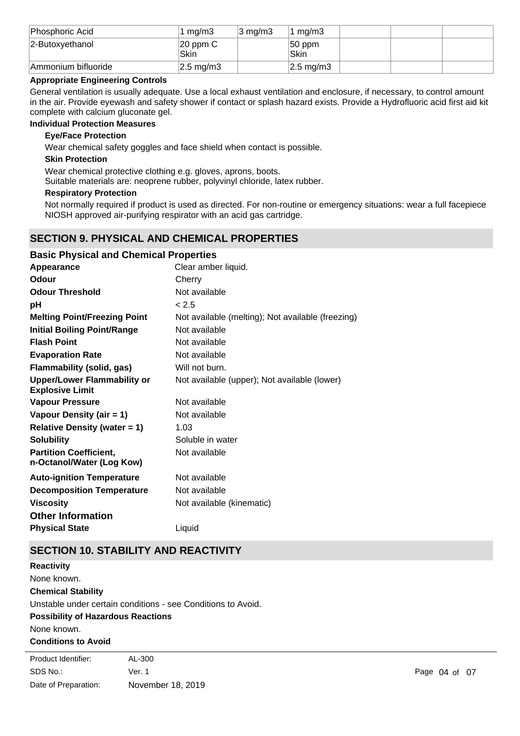| Phosphoric Acid | 1 mg/m3 | 3 mg/m3 | 1 mg/m3 | | | |
|---|---|---|---|---|---|---|
| 2-Butoxyethanol | 20 ppm C Skin | | 50 ppm Skin | | | |
| Ammonium bifluoride | 2.5 mg/m3 | | 2.5 mg/m3 | | | |

**Appropriate Engineering Controls**

General ventilation is usually adequate. Use a local exhaust ventilation and enclosure, if necessary, to control amount in the air. Provide eyewash and safety shower if contact or splash hazard exists. Provide a Hydrofluoric acid first aid kit complete with calcium gluconate gel.

**Individual Protection Measures**

**Eye/Face Protection**

Wear chemical safety goggles and face shield when contact is possible.

**Skin Protection**

Wear chemical protective clothing e.g. gloves, aprons, boots.
Suitable materials are: neoprene rubber, polyvinyl chloride, latex rubber.

**Respiratory Protection**

Not normally required if product is used as directed. For non-routine or emergency situations: wear a full facepiece NIOSH approved air-purifying respirator with an acid gas cartridge.

## SECTION 9. PHYSICAL AND CHEMICAL PROPERTIES

### Basic Physical and Chemical Properties

| | |
|---|---|
| **Appearance** | Clear amber liquid. |
| **Odour** | Cherry |
| **Odour Threshold** | Not available |
| **pH** | < 2.5 |
| **Melting Point/Freezing Point** | Not available (melting); Not available (freezing) |
| **Initial Boiling Point/Range** | Not available |
| **Flash Point** | Not available |
| **Evaporation Rate** | Not available |
| **Flammability (solid, gas)** | Will not burn. |
| **Upper/Lower Flammability or Explosive Limit** | Not available (upper); Not available (lower) |
| **Vapour Pressure** | Not available |
| **Vapour Density (air = 1)** | Not available |
| **Relative Density (water = 1)** | 1.03 |
| **Solubility** | Soluble in water |
| **Partition Coefficient, n-Octanol/Water (Log Kow)** | Not available |
| **Auto-ignition Temperature** | Not available |
| **Decomposition Temperature** | Not available |
| **Viscosity** | Not available (kinematic) |

### Other Information

| | |
|---|---|
| **Physical State** | Liquid |

## SECTION 10. STABILITY AND REACTIVITY

**Reactivity**

None known.

**Chemical Stability**

Unstable under certain conditions - see Conditions to Avoid.

**Possibility of Hazardous Reactions**

None known.

**Conditions to Avoid**

Product Identifier: AL-300
SDS No.: Ver. 1
Date of Preparation: November 18, 2019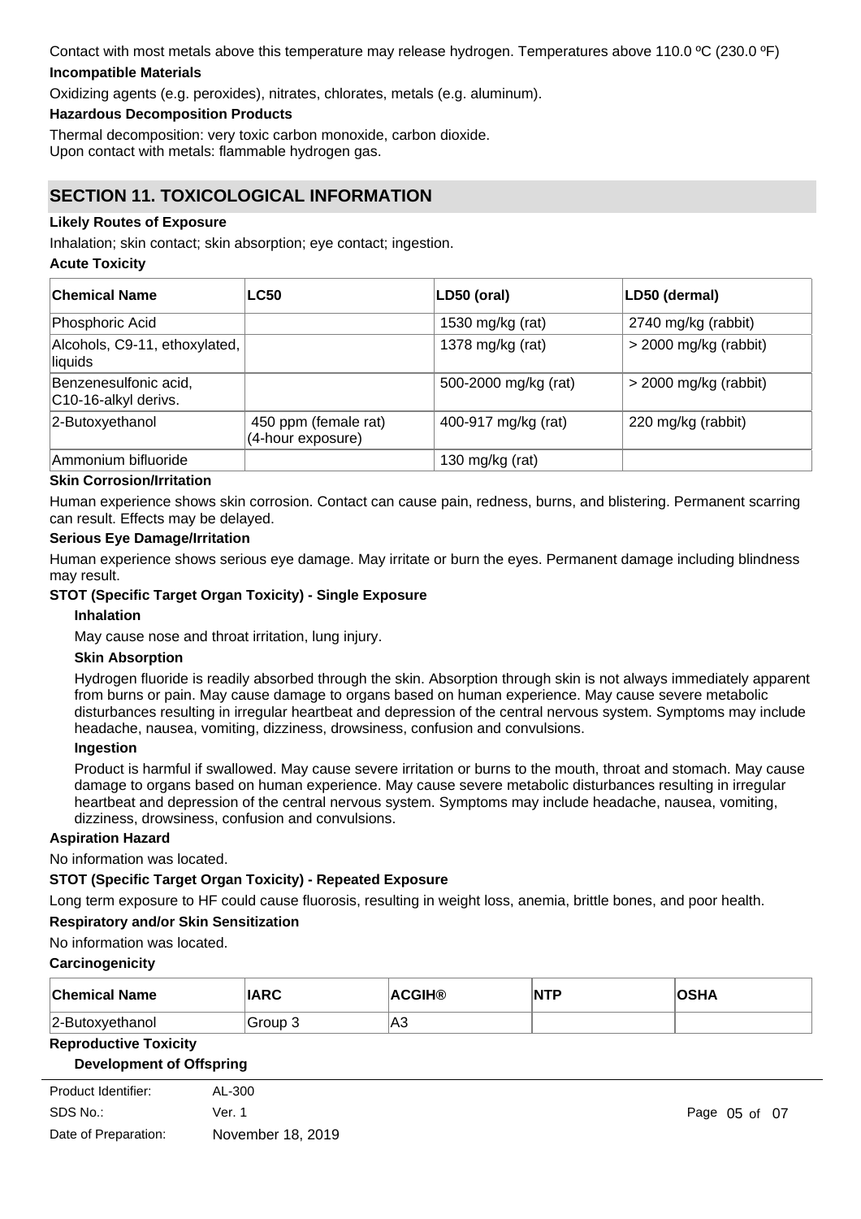Contact with most metals above this temperature may release hydrogen. Temperatures above 110.0 ºC (230.0 ºF)

**Incompatible Materials**

Oxidizing agents (e.g. peroxides), nitrates, chlorates, metals (e.g. aluminum).

**Hazardous Decomposition Products**

Thermal decomposition: very toxic carbon monoxide, carbon dioxide.
Upon contact with metals: flammable hydrogen gas.

## SECTION 11. TOXICOLOGICAL INFORMATION

**Likely Routes of Exposure**

Inhalation; skin contact; skin absorption; eye contact; ingestion.

**Acute Toxicity**

| Chemical Name | LC50 | LD50 (oral) | LD50 (dermal) |
|---|---|---|---|
| Phosphoric Acid | | 1530 mg/kg (rat) | 2740 mg/kg (rabbit) |
| Alcohols, C9-11, ethoxylated, liquids | | 1378 mg/kg (rat) | > 2000 mg/kg (rabbit) |
| Benzenesulfonic acid, C10-16-alkyl derivs. | | 500-2000 mg/kg (rat) | > 2000 mg/kg (rabbit) |
| 2-Butoxyethanol | 450 ppm (female rat) (4-hour exposure) | 400-917 mg/kg (rat) | 220 mg/kg (rabbit) |
| Ammonium bifluoride | | 130 mg/kg (rat) | |

**Skin Corrosion/Irritation**

Human experience shows skin corrosion. Contact can cause pain, redness, burns, and blistering. Permanent scarring can result. Effects may be delayed.

**Serious Eye Damage/Irritation**

Human experience shows serious eye damage. May irritate or burn the eyes. Permanent damage including blindness may result.

**STOT (Specific Target Organ Toxicity) - Single Exposure**

**Inhalation**

May cause nose and throat irritation, lung injury.

**Skin Absorption**

Hydrogen fluoride is readily absorbed through the skin. Absorption through skin is not always immediately apparent from burns or pain. May cause damage to organs based on human experience. May cause severe metabolic disturbances resulting in irregular heartbeat and depression of the central nervous system. Symptoms may include headache, nausea, vomiting, dizziness, drowsiness, confusion and convulsions.

**Ingestion**

Product is harmful if swallowed. May cause severe irritation or burns to the mouth, throat and stomach. May cause damage to organs based on human experience. May cause severe metabolic disturbances resulting in irregular heartbeat and depression of the central nervous system. Symptoms may include headache, nausea, vomiting, dizziness, drowsiness, confusion and convulsions.

**Aspiration Hazard**

No information was located.

**STOT (Specific Target Organ Toxicity) - Repeated Exposure**

Long term exposure to HF could cause fluorosis, resulting in weight loss, anemia, brittle bones, and poor health.

**Respiratory and/or Skin Sensitization**

No information was located.

**Carcinogenicity**

| Chemical Name | IARC | ACGIH® | NTP | OSHA |
|---|---|---|---|---|
| 2-Butoxyethanol | Group 3 | A3 | | |

**Reproductive Toxicity**

**Development of Offspring**

Product Identifier: AL-300
SDS No.: Ver. 1
Date of Preparation: November 18, 2019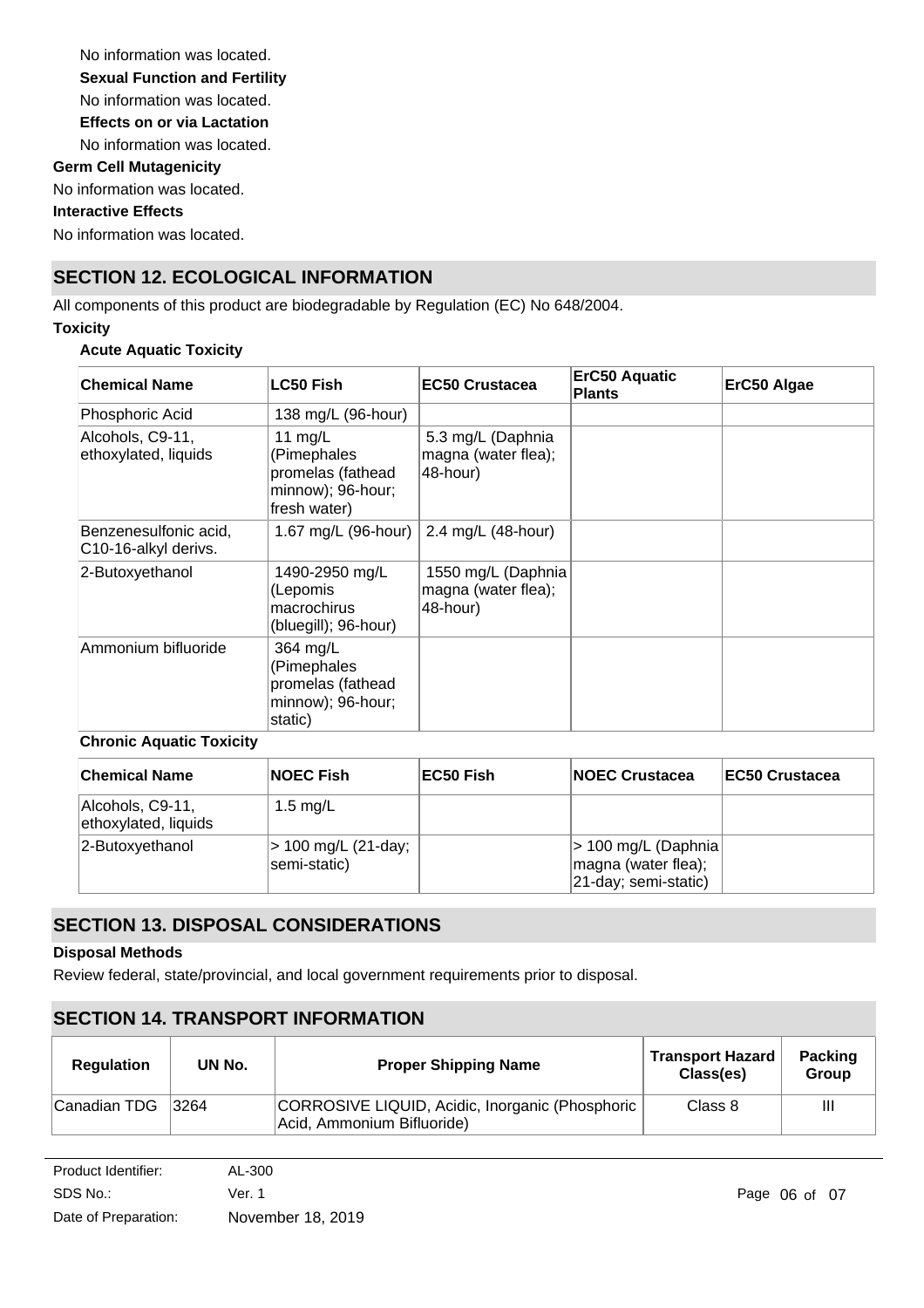No information was located.

**Sexual Function and Fertility**

No information was located.

**Effects on or via Lactation**

No information was located.

**Germ Cell Mutagenicity**

No information was located.

**Interactive Effects**

No information was located.

## SECTION 12. ECOLOGICAL INFORMATION

All components of this product are biodegradable by Regulation (EC) No 648/2004.

**Toxicity**

**Acute Aquatic Toxicity**

| Chemical Name | LC50 Fish | EC50 Crustacea | ErC50 Aquatic Plants | ErC50 Algae |
|---|---|---|---|---|
| Phosphoric Acid | 138 mg/L (96-hour) | | | |
| Alcohols, C9-11, ethoxylated, liquids | 11 mg/L (Pimephales promelas (fathead minnow); 96-hour; fresh water) | 5.3 mg/L (Daphnia magna (water flea); 48-hour) | | |
| Benzenesulfonic acid, C10-16-alkyl derivs. | 1.67 mg/L (96-hour) | 2.4 mg/L (48-hour) | | |
| 2-Butoxyethanol | 1490-2950 mg/L (Lepomis macrochirus (bluegill); 96-hour) | 1550 mg/L (Daphnia magna (water flea); 48-hour) | | |
| Ammonium bifluoride | 364 mg/L (Pimephales promelas (fathead minnow); 96-hour; static) | | | |

**Chronic Aquatic Toxicity**

| Chemical Name | NOEC Fish | EC50 Fish | NOEC Crustacea | EC50 Crustacea |
|---|---|---|---|---|
| Alcohols, C9-11, ethoxylated, liquids | 1.5 mg/L | | | |
| 2-Butoxyethanol | > 100 mg/L (21-day; semi-static) | | > 100 mg/L (Daphnia magna (water flea); 21-day; semi-static) | |

## SECTION 13. DISPOSAL CONSIDERATIONS

**Disposal Methods**

Review federal, state/provincial, and local government requirements prior to disposal.

## SECTION 14. TRANSPORT INFORMATION

| Regulation | UN No. | Proper Shipping Name | Transport Hazard Class(es) | Packing Group |
|---|---|---|---|---|
| Canadian TDG | 3264 | CORROSIVE LIQUID, Acidic, Inorganic (Phosphoric Acid, Ammonium Bifluoride) | Class 8 | III |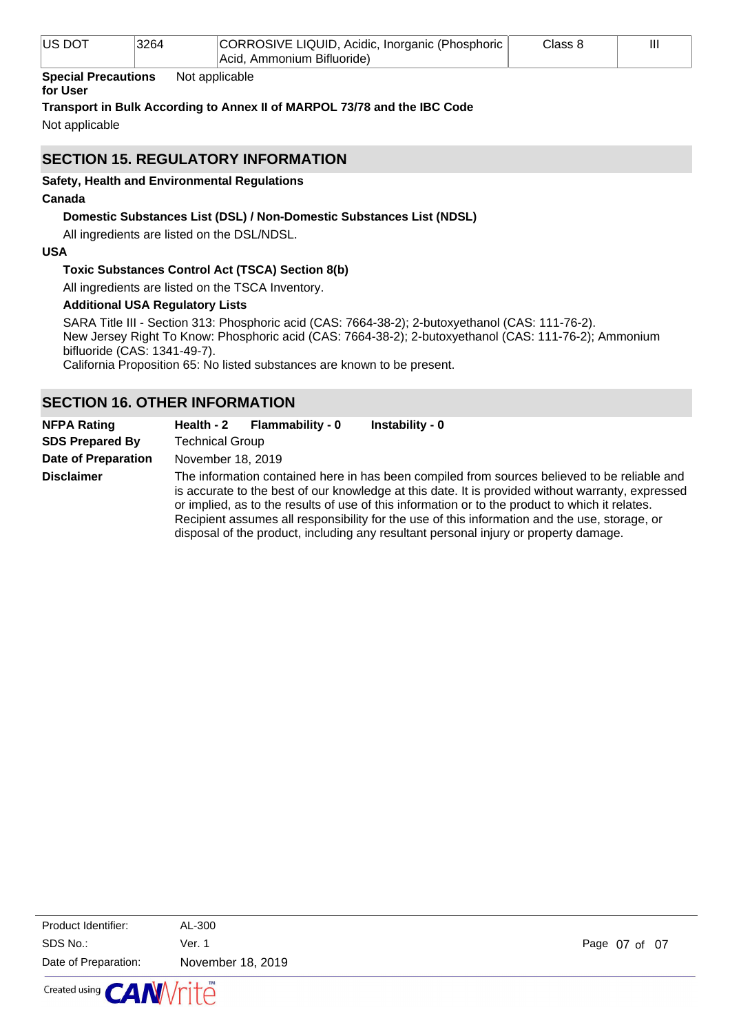| | | | | |
|---|---|---|---|---|
| US DOT | 3264 | CORROSIVE LIQUID, Acidic, Inorganic (Phosphoric Acid, Ammonium Bifluoride) | Class 8 | III |

**Special Precautions for User** Not applicable

**Transport in Bulk According to Annex II of MARPOL 73/78 and the IBC Code**

Not applicable

## SECTION 15. REGULATORY INFORMATION

**Safety, Health and Environmental Regulations**

**Canada**

**Domestic Substances List (DSL) / Non-Domestic Substances List (NDSL)**

All ingredients are listed on the DSL/NDSL.

**USA**

**Toxic Substances Control Act (TSCA) Section 8(b)**

All ingredients are listed on the TSCA Inventory.

**Additional USA Regulatory Lists**

SARA Title III - Section 313: Phosphoric acid (CAS: 7664-38-2); 2-butoxyethanol (CAS: 111-76-2).
New Jersey Right To Know: Phosphoric acid (CAS: 7664-38-2); 2-butoxyethanol (CAS: 111-76-2); Ammonium bifluoride (CAS: 1341-49-7).
California Proposition 65: No listed substances are known to be present.

## SECTION 16. OTHER INFORMATION

**NFPA Rating** **Health - 2** **Flammability - 0** **Instability - 0**

**SDS Prepared By** Technical Group

**Date of Preparation** November 18, 2019

**Disclaimer** The information contained here in has been compiled from sources believed to be reliable and is accurate to the best of our knowledge at this date. It is provided without warranty, expressed or implied, as to the results of use of this information or to the product to which it relates. Recipient assumes all responsibility for the use of this information and the use, storage, or disposal of the product, including any resultant personal injury or property damage.